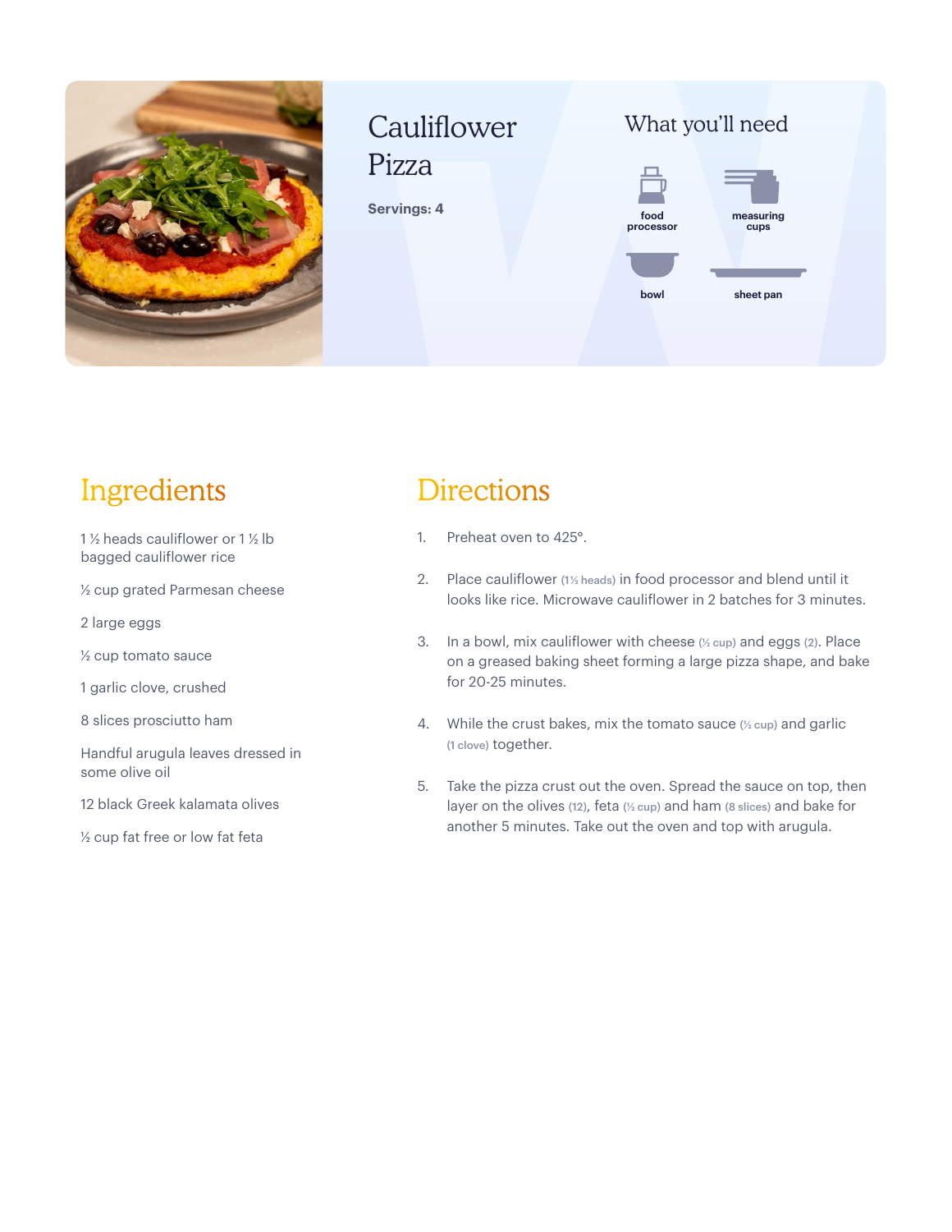# Cauliflower Pizza

**Servings: 4**

## What you'll need

- food processor
- measuring cups
- bowl
- sheet pan

## Ingredients

1 ½ heads cauliflower or 1 ½ lb bagged cauliflower rice

½ cup grated Parmesan cheese

2 large eggs

½ cup tomato sauce

1 garlic clove, crushed

8 slices prosciutto ham

Handful arugula leaves dressed in some olive oil

12 black Greek kalamata olives

½ cup fat free or low fat feta

## Directions

1. Preheat oven to 425°.
2. Place cauliflower (1½ heads) in food processor and blend until it looks like rice. Microwave cauliflower in 2 batches for 3 minutes.
3. In a bowl, mix cauliflower with cheese (½ cup) and eggs (2). Place on a greased baking sheet forming a large pizza shape, and bake for 20-25 minutes.
4. While the crust bakes, mix the tomato sauce (½ cup) and garlic (1 clove) together.
5. Take the pizza crust out the oven. Spread the sauce on top, then layer on the olives (12), feta (½ cup) and ham (8 slices) and bake for another 5 minutes. Take out the oven and top with arugula.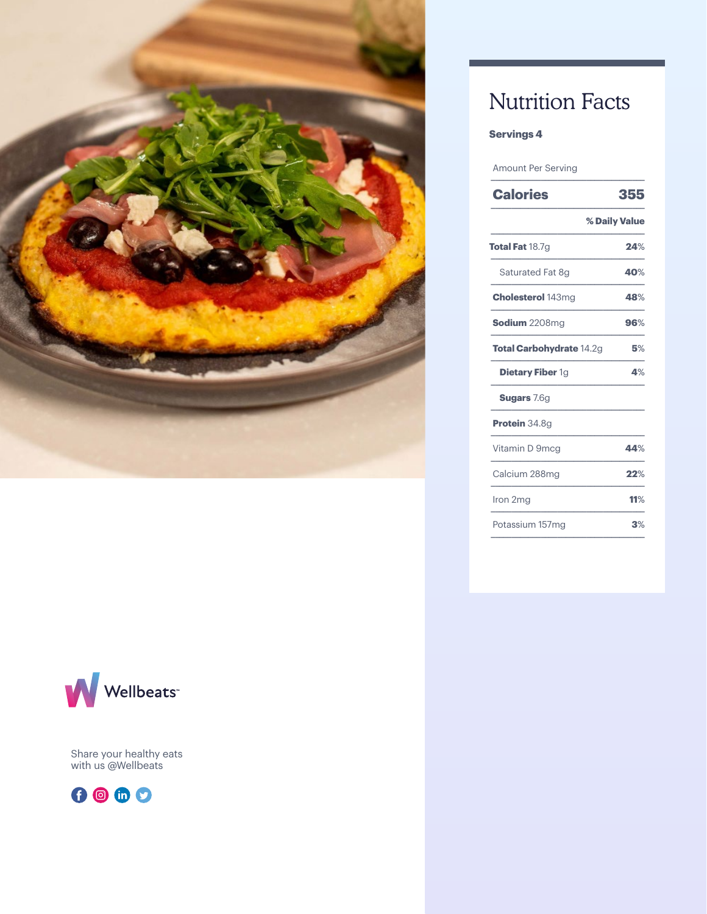# Nutrition Facts

**Servings 4**

Amount Per Serving

| | |
|---|---|
| **Calories** | **355** |
| | **% Daily Value** |
| **Total Fat** 18.7g | **24%** |
| Saturated Fat 8g | **40%** |
| **Cholesterol** 143mg | **48%** |
| **Sodium** 2208mg | **96%** |
| **Total Carbohydrate** 14.2g | **5%** |
| **Dietary Fiber** 1g | **4%** |
| **Sugars** 7.6g | |
| **Protein** 34.8g | |
| Vitamin D 9mcg | **44%** |
| Calcium 288mg | **22%** |
| Iron 2mg | **11%** |
| Potassium 157mg | **3%** |

Wellbeats™

Share your healthy eats
with us @Wellbeats